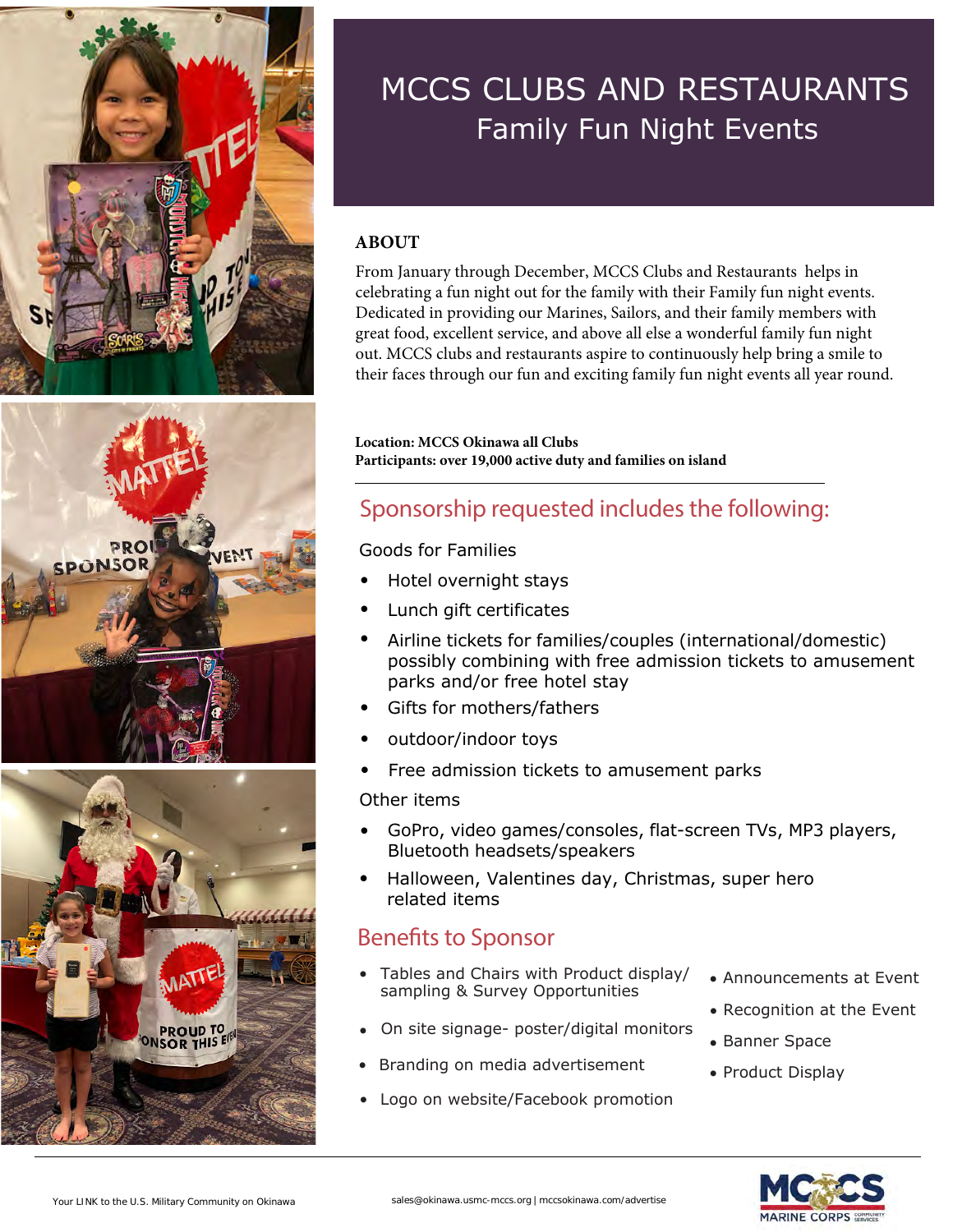# MCCS CLUBS AND RESTAURANTS

## Family Fun Night Events

### ABOUT

From January through December, MCCS Clubs and Restaurants helps in celebrating a fun night out for the family with their Family fun night events. Dedicated in providing our Marines, Sailors, and their family members with great food, excellent service, and above all else a wonderful family fun night out. MCCS clubs and restaurants aspire to continuously help bring a smile to their faces through our fun and exciting family fun night events all year round.

**Location: MCCS Okinawa all Clubs**
**Participants: over 19,000 active duty and families on island**

## Sponsorship requested includes the following:

Goods for Families

- Hotel overnight stays
- Lunch gift certificates
- Airline tickets for families/couples (international/domestic) possibly combining with free admission tickets to amusement parks and/or free hotel stay
- Gifts for mothers/fathers
- outdoor/indoor toys
- Free admission tickets to amusement parks

Other items

- GoPro, video games/consoles, flat-screen TVs, MP3 players, Bluetooth headsets/speakers
- Halloween, Valentines day, Christmas, super hero related items

## Benefits to Sponsor

- Tables and Chairs with Product display/ sampling & Survey Opportunities
- On site signage- poster/digital monitors
- Branding on media advertisement
- Logo on website/Facebook promotion
- Announcements at Event
- Recognition at the Event
- Banner Space
- Product Display

Your LINK to the U.S. Military Community on Okinawa

sales@okinawa.usmc-mccs.org | mccsokinawa.com/advertise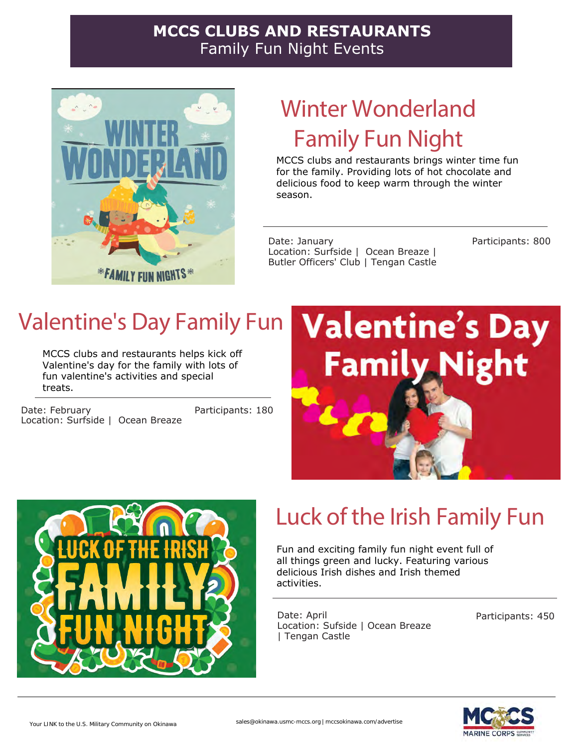**MCCS CLUBS AND RESTAURANTS**
Family Fun Night Events

## Winter Wonderland Family Fun Night

MCCS clubs and restaurants brings winter time fun for the family. Providing lots of hot chocolate and delicious food to keep warm through the winter season.

Date: January
Location: Surfside | Ocean Breaze | Butler Officers' Club | Tengan Castle

Participants: 800

## Valentine's Day Family Fun

MCCS clubs and restaurants helps kick off Valentine's day for the family with lots of fun valentine's activities and special treats.

Date: February
Location: Surfside | Ocean Breaze

Participants: 180

## Luck of the Irish Family Fun

Fun and exciting family fun night event full of all things green and lucky. Featuring various delicious Irish dishes and Irish themed activities.

Date: April
Location: Sufside | Ocean Breaze | Tengan Castle

Participants: 450

Your LINK to the U.S. Military Community on Okinawa

sales@okinawa.usmc-mccs.org | mccsokinawa.com/advertise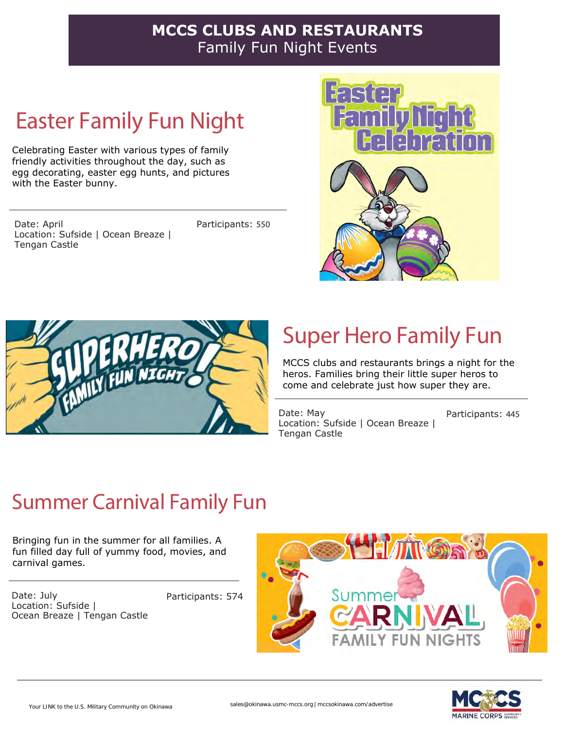## MCCS CLUBS AND RESTAURANTS
Family Fun Night Events

# Easter Family Fun Night

Celebrating Easter with various types of family friendly activities throughout the day, such as egg decorating, easter egg hunts, and pictures with the Easter bunny.

Date: April
Location: Sufside | Ocean Breaze | Tengan Castle

Participants: 550

# Super Hero Family Fun

MCCS clubs and restaurants brings a night for the heros. Families bring their little super heros to come and celebrate just how super they are.

Date: May
Location: Sufside | Ocean Breaze | Tengan Castle

Participants: 445

# Summer Carnival Family Fun

Bringing fun in the summer for all families. A fun filled day full of yummy food, movies, and carnival games.

Date: July
Location: Sufside | Ocean Breaze | Tengan Castle

Participants: 574

Your LINK to the U.S. Military Community on Okinawa

sales@okinawa.usmc-mccs.org | mccsokinawa.com/advertise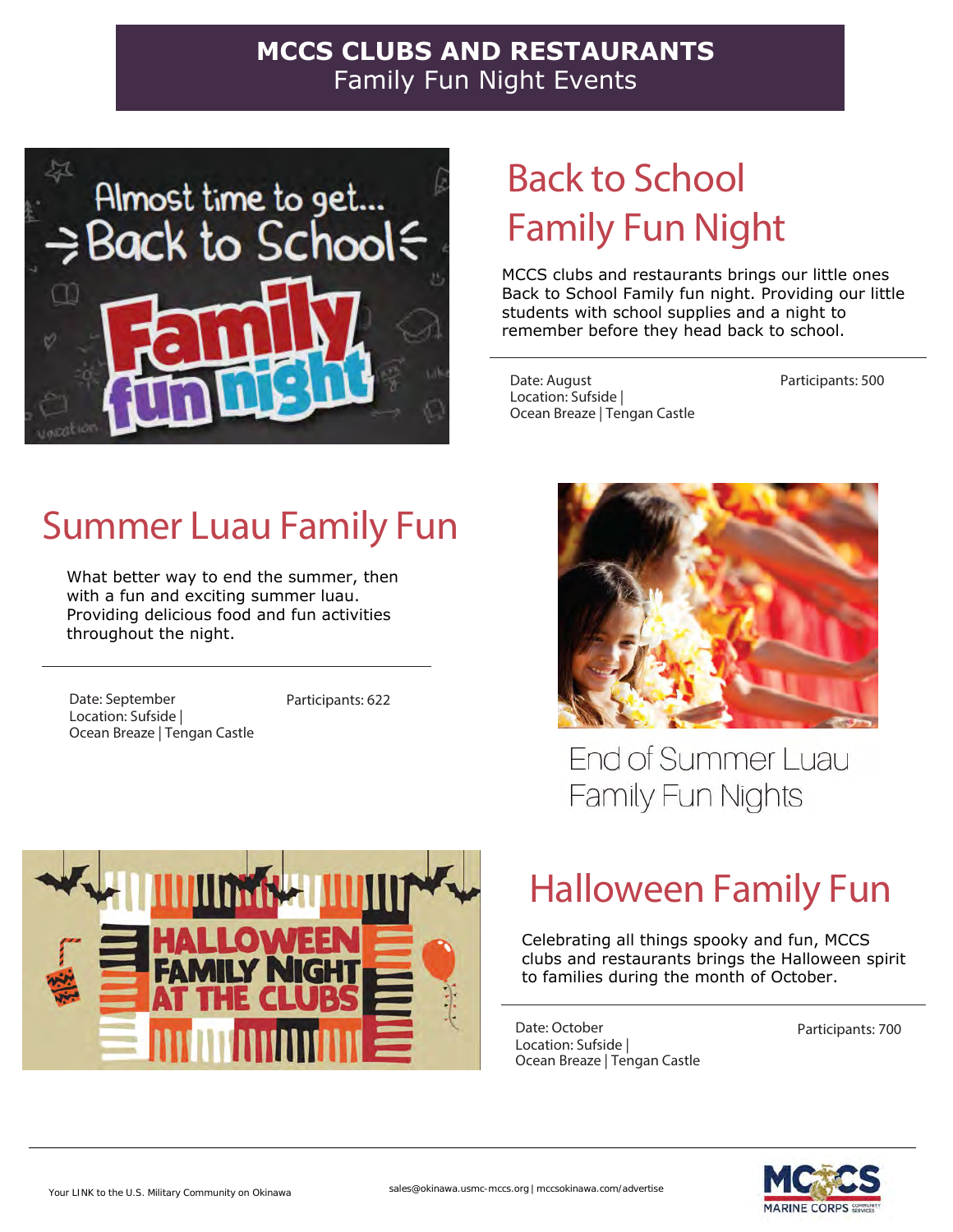**MCCS CLUBS AND RESTAURANTS**
Family Fun Night Events

## Back to School Family Fun Night

MCCS clubs and restaurants brings our little ones Back to School Family fun night. Providing our little students with school supplies and a night to remember before they head back to school.

Date: August
Location: Sufside | Ocean Breaze | Tengan Castle

Participants: 500

## Summer Luau Family Fun

What better way to end the summer, then with a fun and exciting summer luau. Providing delicious food and fun activities throughout the night.

Date: September
Location: Sufside | Ocean Breaze | Tengan Castle

Participants: 622

End of Summer Luau Family Fun Nights

## Halloween Family Fun

Celebrating all things spooky and fun, MCCS clubs and restaurants brings the Halloween spirit to families during the month of October.

Date: October
Location: Sufside | Ocean Breaze | Tengan Castle

Participants: 700

Your LINK to the U.S. Military Community on Okinawa

sales@okinawa.usmc-mccs.org | mccsokinawa.com/advertise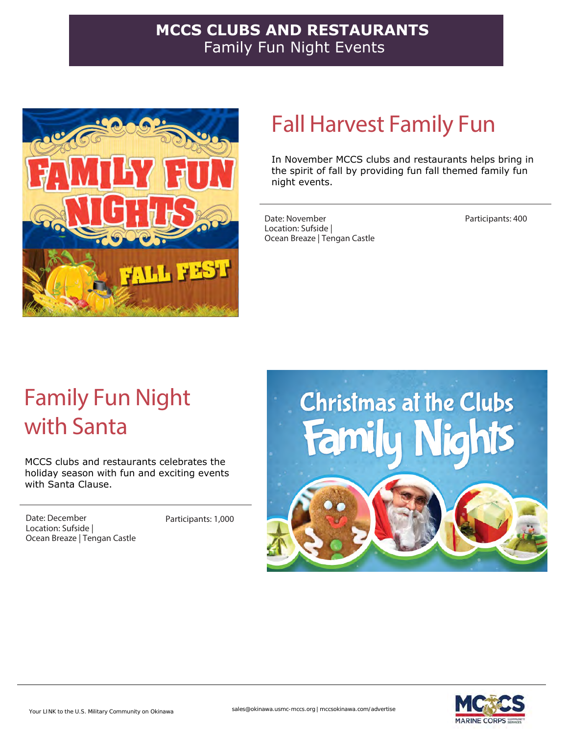# MCCS CLUBS AND RESTAURANTS

Family Fun Night Events

## Fall Harvest Family Fun

In November MCCS clubs and restaurants helps bring in the spirit of fall by providing fun fall themed family fun night events.

Date: November
Location: Sufside | Ocean Breaze | Tengan Castle

Participants: 400

## Family Fun Night with Santa

MCCS clubs and restaurants celebrates the holiday season with fun and exciting events with Santa Clause.

Date: December
Location: Sufside | Ocean Breaze | Tengan Castle

Participants: 1,000

Your LINK to the U.S. Military Community on Okinawa

sales@okinawa.usmc-mccs.org | mccsokinawa.com/advertise